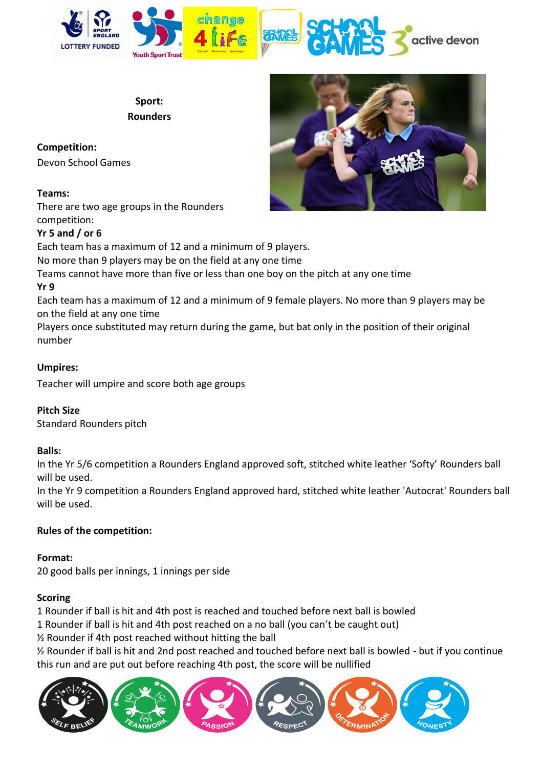**Sport:**
**Rounders**

**Competition:**
Devon School Games

**Teams:**
There are two age groups in the Rounders competition:

**Yr 5 and / or 6**

Each team has a maximum of 12 and a minimum of 9 players.
No more than 9 players may be on the field at any one time
Teams cannot have more than five or less than one boy on the pitch at any one time

**Yr 9**

Each team has a maximum of 12 and a minimum of 9 female players. No more than 9 players may be on the field at any one time
Players once substituted may return during the game, but bat only in the position of their original number

**Umpires:**

Teacher will umpire and score both age groups

**Pitch Size**
Standard Rounders pitch

**Balls:**
In the Yr 5/6 competition a Rounders England approved soft, stitched white leather 'Softy' Rounders ball will be used.
In the Yr 9 competition a Rounders England approved hard, stitched white leather 'Autocrat' Rounders ball will be used.

**Rules of the competition:**

**Format:**
20 good balls per innings, 1 innings per side

**Scoring**
1 Rounder if ball is hit and 4th post is reached and touched before next ball is bowled
1 Rounder if ball is hit and 4th post reached on a no ball (you can't be caught out)
½ Rounder if 4th post reached without hitting the ball
½ Rounder if ball is hit and 2nd post reached and touched before next ball is bowled - but if you continue this run and are put out before reaching 4th post, the score will be nullified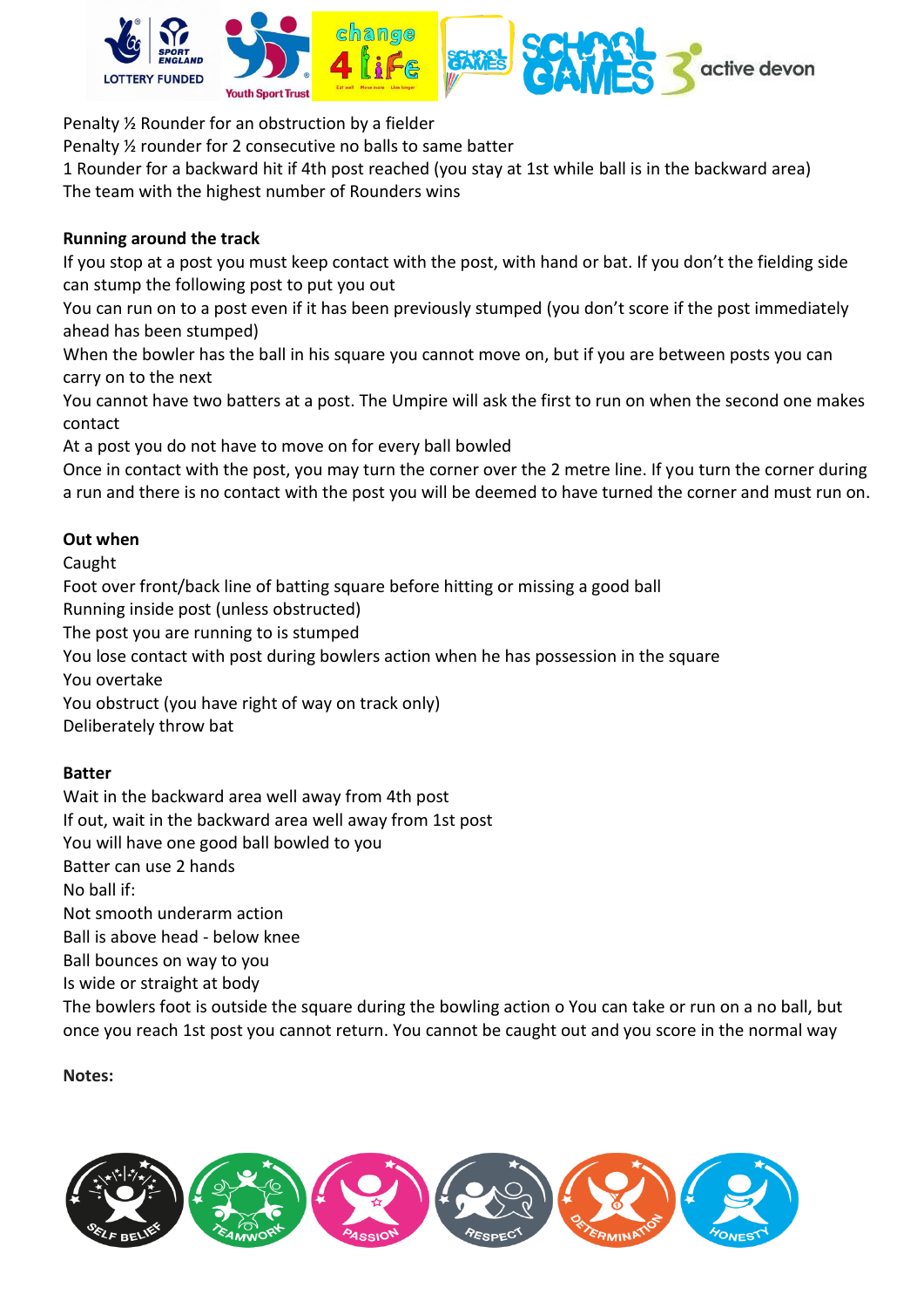Penalty ½ Rounder for an obstruction by a fielder
Penalty ½ rounder for 2 consecutive no balls to same batter
1 Rounder for a backward hit if 4th post reached (you stay at 1st while ball is in the backward area)
The team with the highest number of Rounders wins

**Running around the track**
If you stop at a post you must keep contact with the post, with hand or bat. If you don't the fielding side can stump the following post to put you out
You can run on to a post even if it has been previously stumped (you don't score if the post immediately ahead has been stumped)
When the bowler has the ball in his square you cannot move on, but if you are between posts you can carry on to the next
You cannot have two batters at a post. The Umpire will ask the first to run on when the second one makes contact
At a post you do not have to move on for every ball bowled
Once in contact with the post, you may turn the corner over the 2 metre line. If you turn the corner during a run and there is no contact with the post you will be deemed to have turned the corner and must run on.

**Out when**
Caught
Foot over front/back line of batting square before hitting or missing a good ball
Running inside post (unless obstructed)
The post you are running to is stumped
You lose contact with post during bowlers action when he has possession in the square
You overtake
You obstruct (you have right of way on track only)
Deliberately throw bat

**Batter**
Wait in the backward area well away from 4th post
If out, wait in the backward area well away from 1st post
You will have one good ball bowled to you
Batter can use 2 hands
No ball if:
Not smooth underarm action
Ball is above head - below knee
Ball bounces on way to you
Is wide or straight at body
The bowlers foot is outside the square during the bowling action o You can take or run on a no ball, but once you reach 1st post you cannot return. You cannot be caught out and you score in the normal way

**Notes:**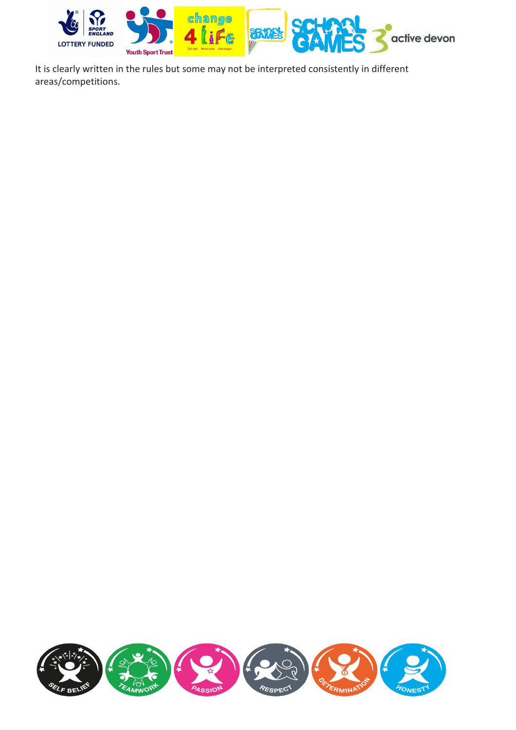It is clearly written in the rules but some may not be interpreted consistently in different areas/competitions.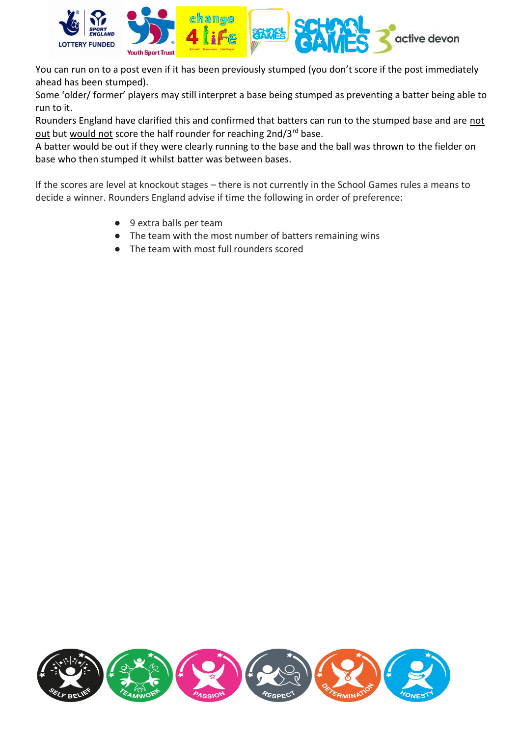You can run on to a post even if it has been previously stumped (you don't score if the post immediately ahead has been stumped).

Some 'older/ former' players may still interpret a base being stumped as preventing a batter being able to run to it.

Rounders England have clarified this and confirmed that batters can run to the stumped base and are <u>not out</u> but <u>would not</u> score the half rounder for reaching 2nd/3rd base.

A batter would be out if they were clearly running to the base and the ball was thrown to the fielder on base who then stumped it whilst batter was between bases.

If the scores are level at knockout stages – there is not currently in the School Games rules a means to decide a winner. Rounders England advise if time the following in order of preference:

- 9 extra balls per team
- The team with the most number of batters remaining wins
- The team with most full rounders scored